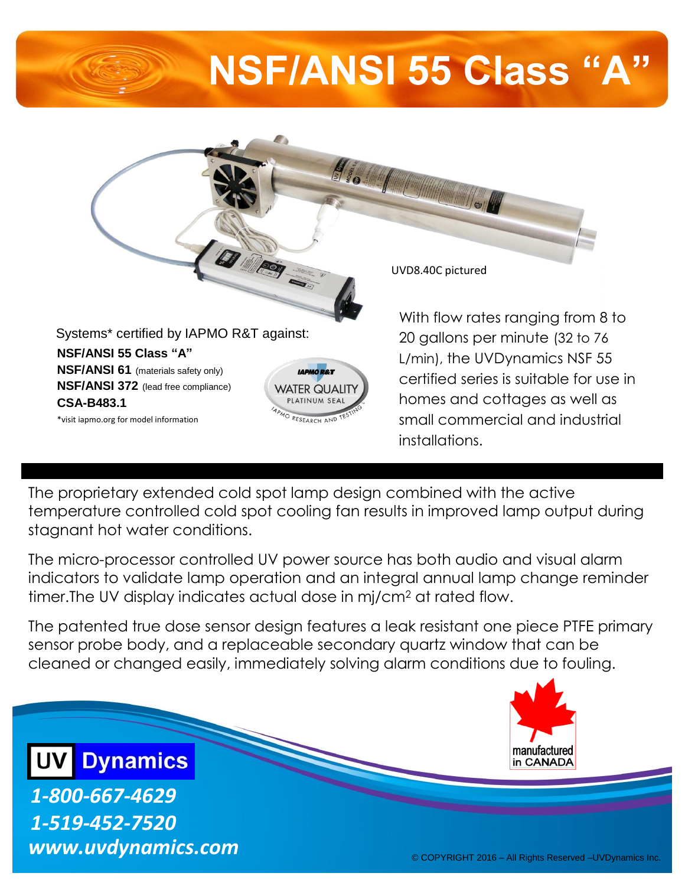# NSF/ANSI 55 Class "A"

UVD8.40C pictured

Systems* certified by IAPMO R&T against:

**NSF/ANSI 55 Class "A"**
**NSF/ANSI 61** (materials safety only)
**NSF/ANSI 372** (lead free compliance)
**CSA-B483.1**

*visit iapmo.org for model information

IAPMO R&T WATER QUALITY PLATINUM SEAL IAPMO RESEARCH AND TESTING

With flow rates ranging from 8 to 20 gallons per minute (32 to 76 L/min), the UVDynamics NSF 55 certified series is suitable for use in homes and cottages as well as small commercial and industrial installations.

The proprietary extended cold spot lamp design combined with the active temperature controlled cold spot cooling fan results in improved lamp output during stagnant hot water conditions.

The micro-processor controlled UV power source has both audio and visual alarm indicators to validate lamp operation and an integral annual lamp change reminder timer.The UV display indicates actual dose in mj/cm$^2$ at rated flow.

The patented true dose sensor design features a leak resistant one piece PTFE primary sensor probe body, and a replaceable secondary quartz window that can be cleaned or changed easily, immediately solving alarm conditions due to fouling.

manufactured in CANADA

**UV Dynamics**

*1-800-667-4629*
*1-519-452-7520*
*www.uvdynamics.com*

© COPYRIGHT 2016 – All Rights Reserved –UVDynamics Inc.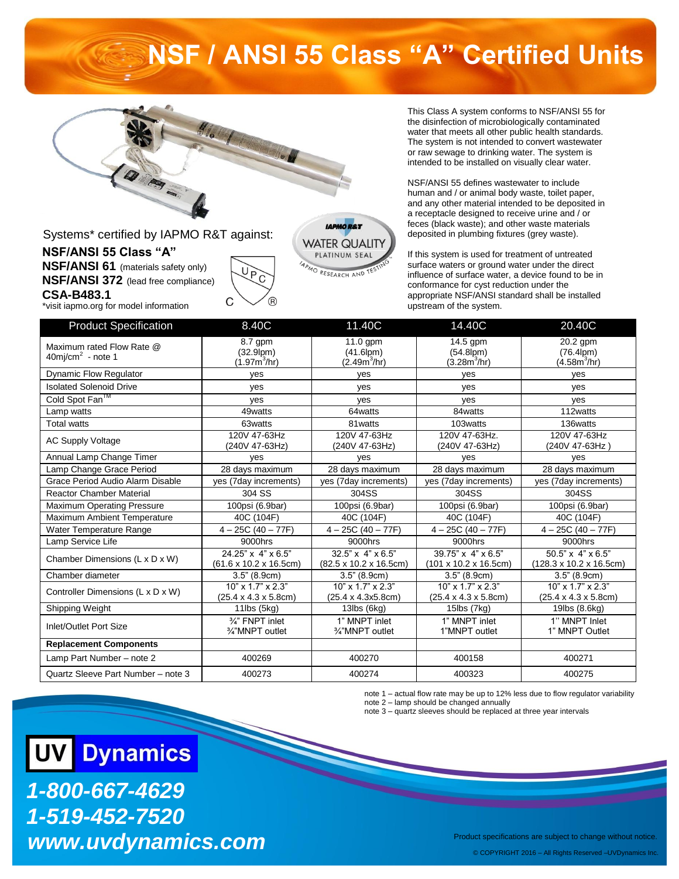# NSF / ANSI 55 Class "A" Certified Units

Systems* certified by IAPMO R&T against:

**NSF/ANSI 55 Class "A"**
**NSF/ANSI 61** (materials safety only)
**NSF/ANSI 372** (lead free compliance)
**CSA-B483.1**
*visit iapmo.org for model information

IAPMO R&T WATER QUALITY PLATINUM SEAL IAPMO RESEARCH AND TESTING

This Class A system conforms to NSF/ANSI 55 for the disinfection of microbiologically contaminated water that meets all other public health standards. The system is not intended to convert wastewater or raw sewage to drinking water. The system is intended to be installed on visually clear water.

NSF/ANSI 55 defines wastewater to include human and / or animal body waste, toilet paper, and any other material intended to be deposited in a receptacle designed to receive urine and / or feces (black waste); and other waste materials deposited in plumbing fixtures (grey waste).

If this system is used for treatment of untreated surface waters or ground water under the direct influence of surface water, a device found to be in conformance for cyst reduction under the appropriate NSF/ANSI standard shall be installed upstream of the system.

| Product Specification | 8.40C | 11.40C | 14.40C | 20.40C |
|---|---|---|---|---|
| Maximum rated Flow Rate @ 40mj/cm$^2$ - note 1 | 8.7 gpm (32.9lpm) (1.97m$^3$/hr) | 11.0 gpm (41.6lpm) (2.49m$^3$/hr) | 14.5 gpm (54.8lpm) (3.28m$^3$/hr) | 20.2 gpm (76.4lpm) (4.58m$^3$/hr) |
| Dynamic Flow Regulator | yes | yes | yes | yes |
| Isolated Solenoid Drive | yes | yes | yes | yes |
| Cold Spot Fan™ | yes | yes | yes | yes |
| Lamp watts | 49watts | 64watts | 84watts | 112watts |
| Total watts | 63watts | 81watts | 103watts | 136watts |
| AC Supply Voltage | 120V 47-63Hz (240V 47-63Hz) | 120V 47-63Hz (240V 47-63Hz) | 120V 47-63Hz. (240V 47-63Hz) | 120V 47-63Hz (240V 47-63Hz ) |
| Annual Lamp Change Timer | yes | yes | yes | yes |
| Lamp Change Grace Period | 28 days maximum | 28 days maximum | 28 days maximum | 28 days maximum |
| Grace Period Audio Alarm Disable | yes (7day increments) | yes (7day increments) | yes (7day increments) | yes (7day increments) |
| Reactor Chamber Material | 304 SS | 304SS | 304SS | 304SS |
| Maximum Operating Pressure | 100psi (6.9bar) | 100psi (6.9bar) | 100psi (6.9bar) | 100psi (6.9bar) |
| Maximum Ambient Temperature | 40C (104F) | 40C (104F) | 40C (104F) | 40C (104F) |
| Water Temperature Range | 4 – 25C (40 – 77F) | 4 – 25C (40 – 77F) | 4 – 25C (40 – 77F) | 4 – 25C (40 – 77F) |
| Lamp Service Life | 9000hrs | 9000hrs | 9000hrs | 9000hrs |
| Chamber Dimensions (L x D x W) | 24.25" x 4" x 6.5" (61.6 x 10.2 x 16.5cm) | 32.5" x 4" x 6.5" (82.5 x 10.2 x 16.5cm) | 39.75" x 4" x 6.5" (101 x 10.2 x 16.5cm) | 50.5" x 4" x 6.5" (128.3 x 10.2 x 16.5cm) |
| Chamber diameter | 3.5" (8.9cm) | 3.5" (8.9cm) | 3.5" (8.9cm) | 3.5" (8.9cm) |
| Controller Dimensions (L x D x W) | 10" x 1.7" x 2.3" (25.4 x 4.3 x 5.8cm) | 10" x 1.7" x 2.3" (25.4 x 4.3x5.8cm) | 10" x 1.7" x 2.3" (25.4 x 4.3 x 5.8cm) | 10" x 1.7" x 2.3" (25.4 x 4.3 x 5.8cm) |
| Shipping Weight | 11lbs (5kg) | 13lbs (6kg) | 15lbs (7kg) | 19lbs (8.6kg) |
| Inlet/Outlet Port Size | ¾" FNPT inlet ¾"MNPT outlet | 1" MNPT inlet ¾"MNPT outlet | 1" MNPT inlet 1"MNPT outlet | 1" MNPT Inlet 1" MNPT Outlet |
| **Replacement Components** | | | | |
| Lamp Part Number – note 2 | 400269 | 400270 | 400158 | 400271 |
| Quartz Sleeve Part Number – note 3 | 400273 | 400274 | 400323 | 400275 |

note 1 – actual flow rate may be up to 12% less due to flow regulator variability
note 2 – lamp should be changed annually
note 3 – quartz sleeves should be replaced at three year intervals

**UV Dynamics**

***1-800-667-4629***
***1-519-452-7520***
***www.uvdynamics.com***

Product specifications are subject to change without notice.

© COPYRIGHT 2016 – All Rights Reserved –UVDynamics Inc.